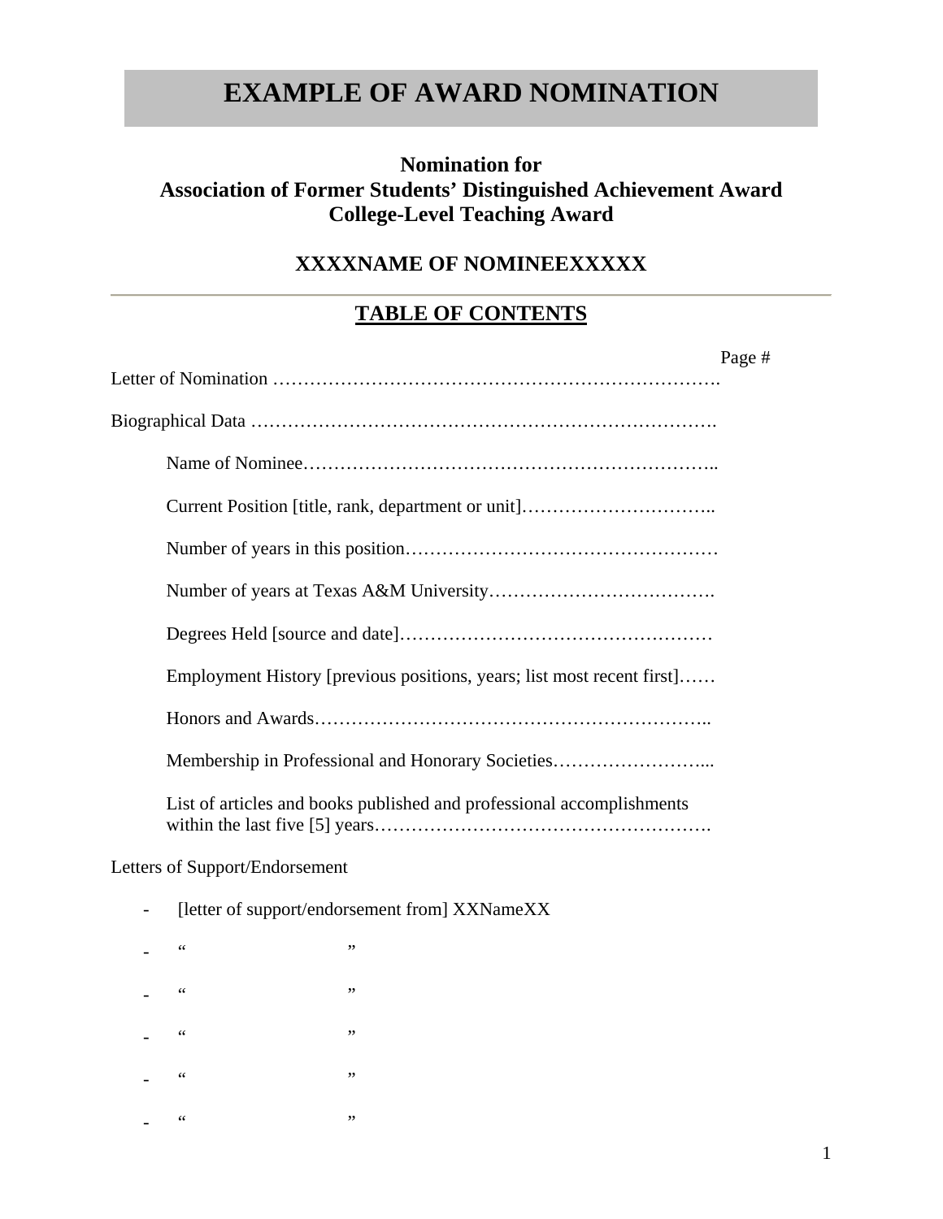# EXAMPLE OF AWARD NOMINATION

**Nomination for**
**Association of Former Students' Distinguished Achievement Award**
**College-Level Teaching Award**

**XXXXNAME OF NOMINEEXXXXX**

---

## TABLE OF CONTENTS

Page #

Letter of Nomination …………………………………………………………………

Biographical Data ……………………………………………………………………

Name of Nominee…………………………………………………………..

Current Position [title, rank, department or unit]…………………………..

Number of years in this position……………………………………………

Number of years at Texas A&M University……………………………….

Degrees Held [source and date]……………………………………………

Employment History [previous positions, years; list most recent first]……

Honors and Awards………………………………………………………..

Membership in Professional and Honorary Societies……………………...

List of articles and books published and professional accomplishments within the last five [5] years……………………………………………….

Letters of Support/Endorsement

- [letter of support/endorsement from] XXNameXX
- " "
- " "
- " "
- " "
- " "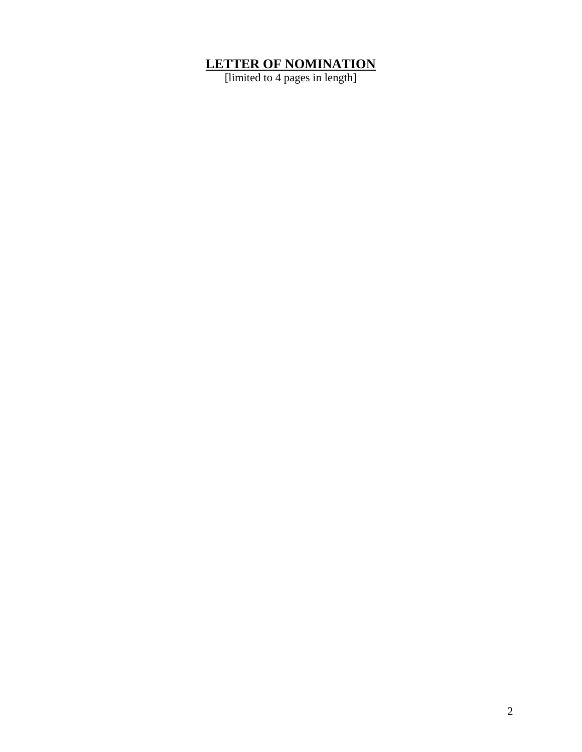# **LETTER OF NOMINATION**

[limited to 4 pages in length]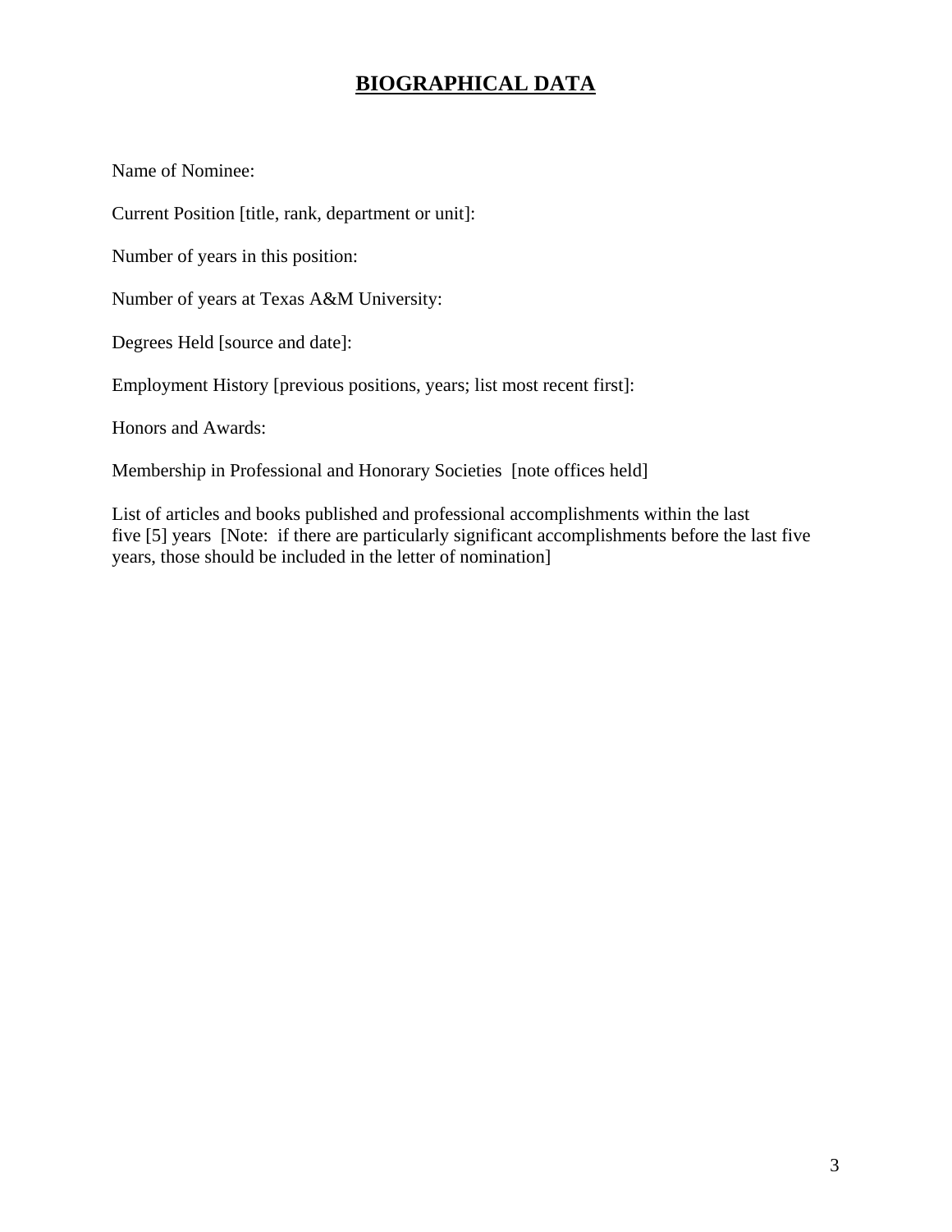# BIOGRAPHICAL DATA

Name of Nominee:

Current Position [title, rank, department or unit]:

Number of years in this position:

Number of years at Texas A&M University:

Degrees Held [source and date]:

Employment History [previous positions, years; list most recent first]:

Honors and Awards:

Membership in Professional and Honorary Societies [note offices held]

List of articles and books published and professional accomplishments within the last five [5] years [Note: if there are particularly significant accomplishments before the last five years, those should be included in the letter of nomination]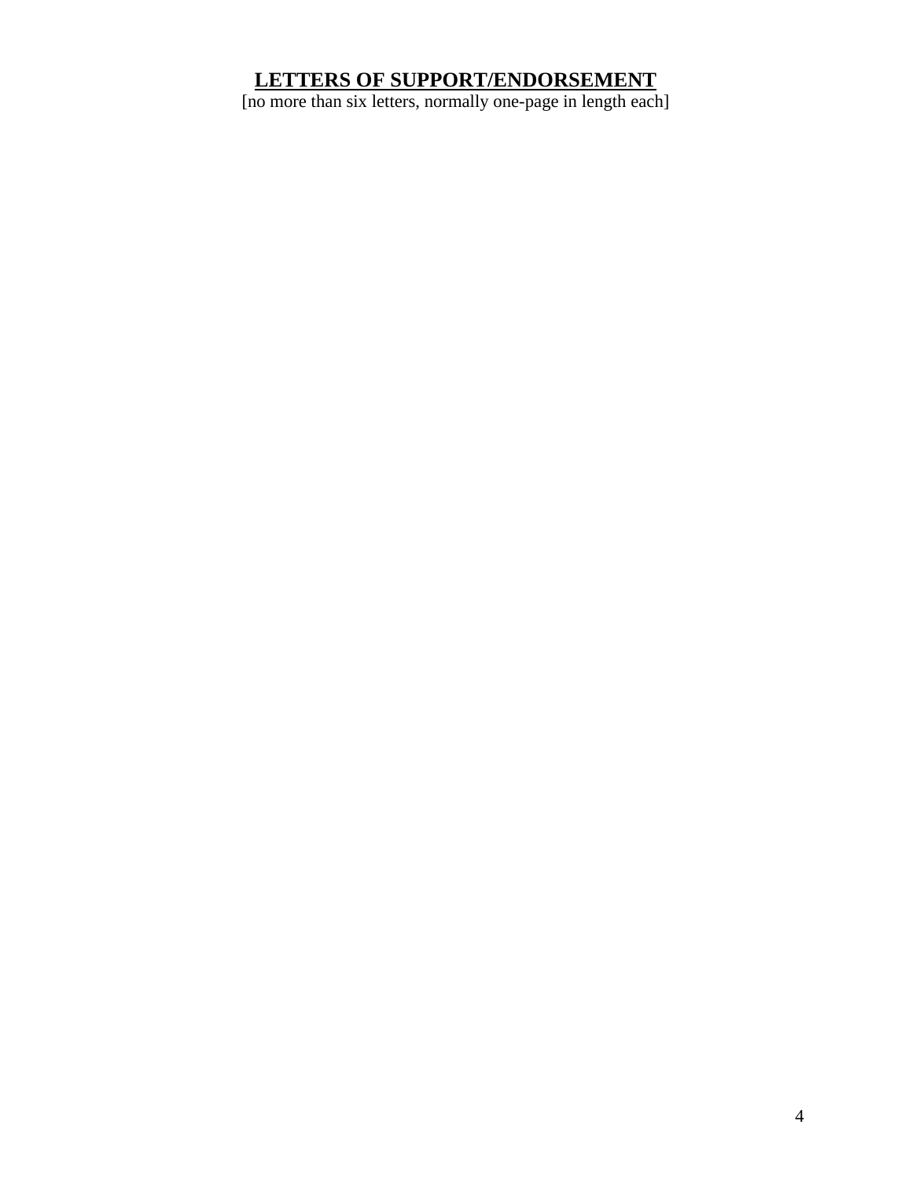# **LETTERS OF SUPPORT/ENDORSEMENT**

[no more than six letters, normally one-page in length each]